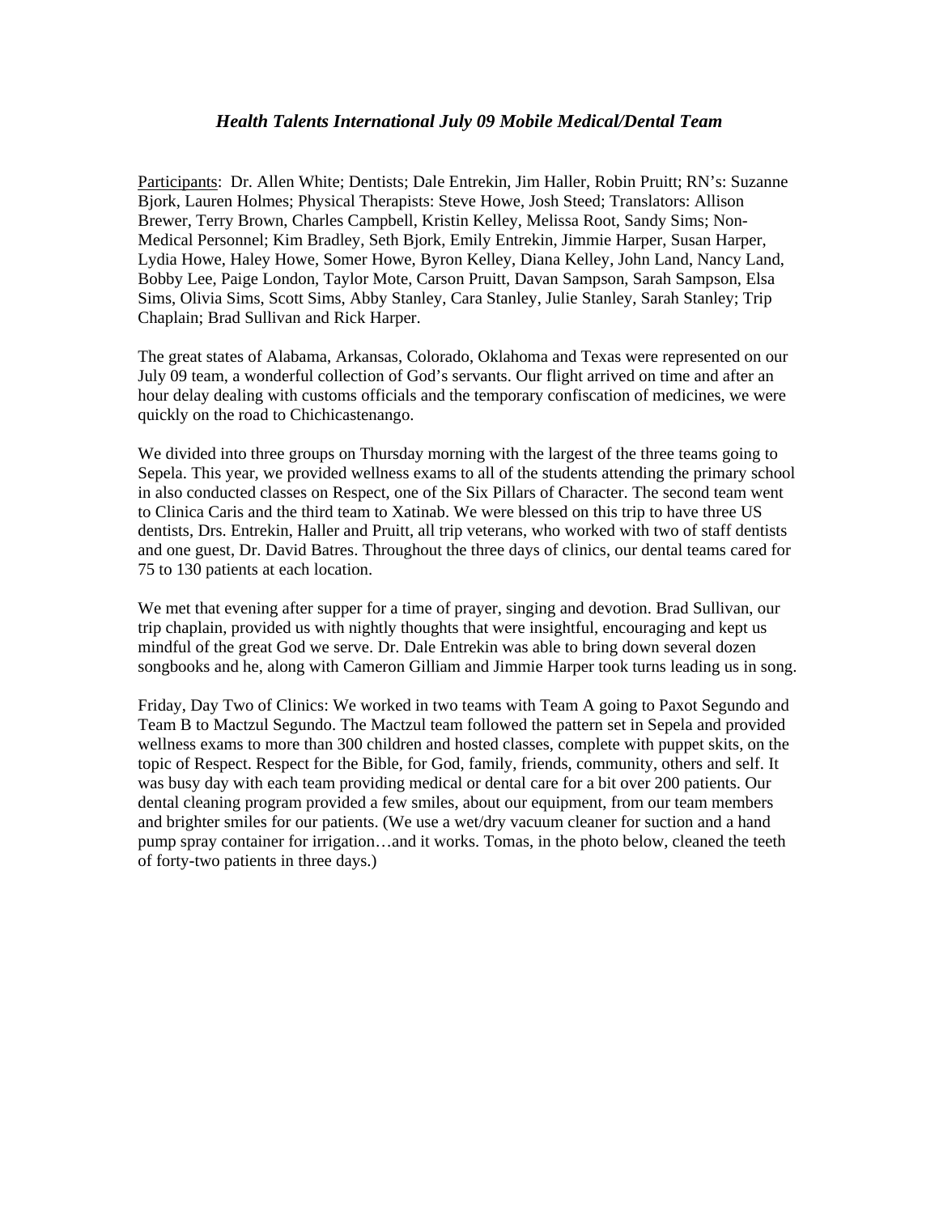### *Health Talents International July 09 Mobile Medical/Dental Team*

Participants: Dr. Allen White; Dentists; Dale Entrekin, Jim Haller, Robin Pruitt; RN's: Suzanne Bjork, Lauren Holmes; Physical Therapists: Steve Howe, Josh Steed; Translators: Allison Brewer, Terry Brown, Charles Campbell, Kristin Kelley, Melissa Root, Sandy Sims; Non-Medical Personnel; Kim Bradley, Seth Bjork, Emily Entrekin, Jimmie Harper, Susan Harper, Lydia Howe, Haley Howe, Somer Howe, Byron Kelley, Diana Kelley, John Land, Nancy Land, Bobby Lee, Paige London, Taylor Mote, Carson Pruitt, Davan Sampson, Sarah Sampson, Elsa Sims, Olivia Sims, Scott Sims, Abby Stanley, Cara Stanley, Julie Stanley, Sarah Stanley; Trip Chaplain; Brad Sullivan and Rick Harper.

The great states of Alabama, Arkansas, Colorado, Oklahoma and Texas were represented on our July 09 team, a wonderful collection of God's servants. Our flight arrived on time and after an hour delay dealing with customs officials and the temporary confiscation of medicines, we were quickly on the road to Chichicastenango.

We divided into three groups on Thursday morning with the largest of the three teams going to Sepela. This year, we provided wellness exams to all of the students attending the primary school in also conducted classes on Respect, one of the Six Pillars of Character. The second team went to Clinica Caris and the third team to Xatinab. We were blessed on this trip to have three US dentists, Drs. Entrekin, Haller and Pruitt, all trip veterans, who worked with two of staff dentists and one guest, Dr. David Batres. Throughout the three days of clinics, our dental teams cared for 75 to 130 patients at each location.

We met that evening after supper for a time of prayer, singing and devotion. Brad Sullivan, our trip chaplain, provided us with nightly thoughts that were insightful, encouraging and kept us mindful of the great God we serve. Dr. Dale Entrekin was able to bring down several dozen songbooks and he, along with Cameron Gilliam and Jimmie Harper took turns leading us in song.

Friday, Day Two of Clinics: We worked in two teams with Team A going to Paxot Segundo and Team B to Mactzul Segundo. The Mactzul team followed the pattern set in Sepela and provided wellness exams to more than 300 children and hosted classes, complete with puppet skits, on the topic of Respect. Respect for the Bible, for God, family, friends, community, others and self. It was busy day with each team providing medical or dental care for a bit over 200 patients. Our dental cleaning program provided a few smiles, about our equipment, from our team members and brighter smiles for our patients. (We use a wet/dry vacuum cleaner for suction and a hand pump spray container for irrigation…and it works. Tomas, in the photo below, cleaned the teeth of forty-two patients in three days.)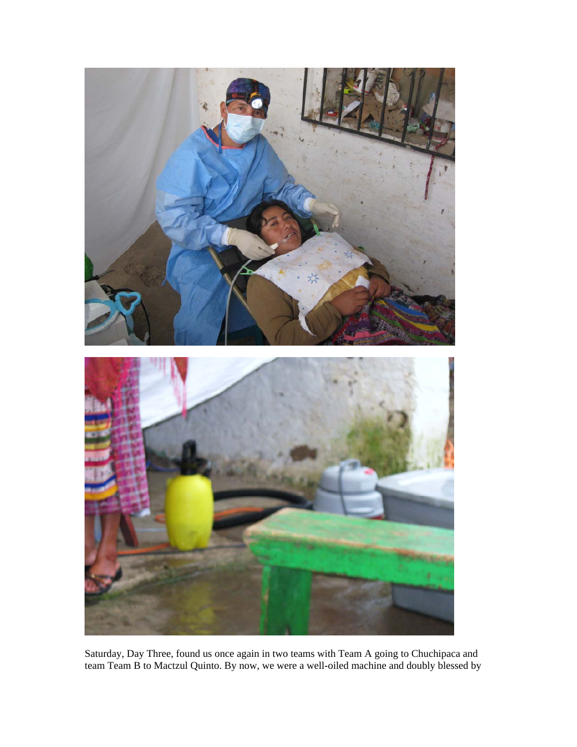Saturday, Day Three, found us once again in two teams with Team A going to Chuchipaca and team Team B to Mactzul Quinto. By now, we were a well-oiled machine and doubly blessed by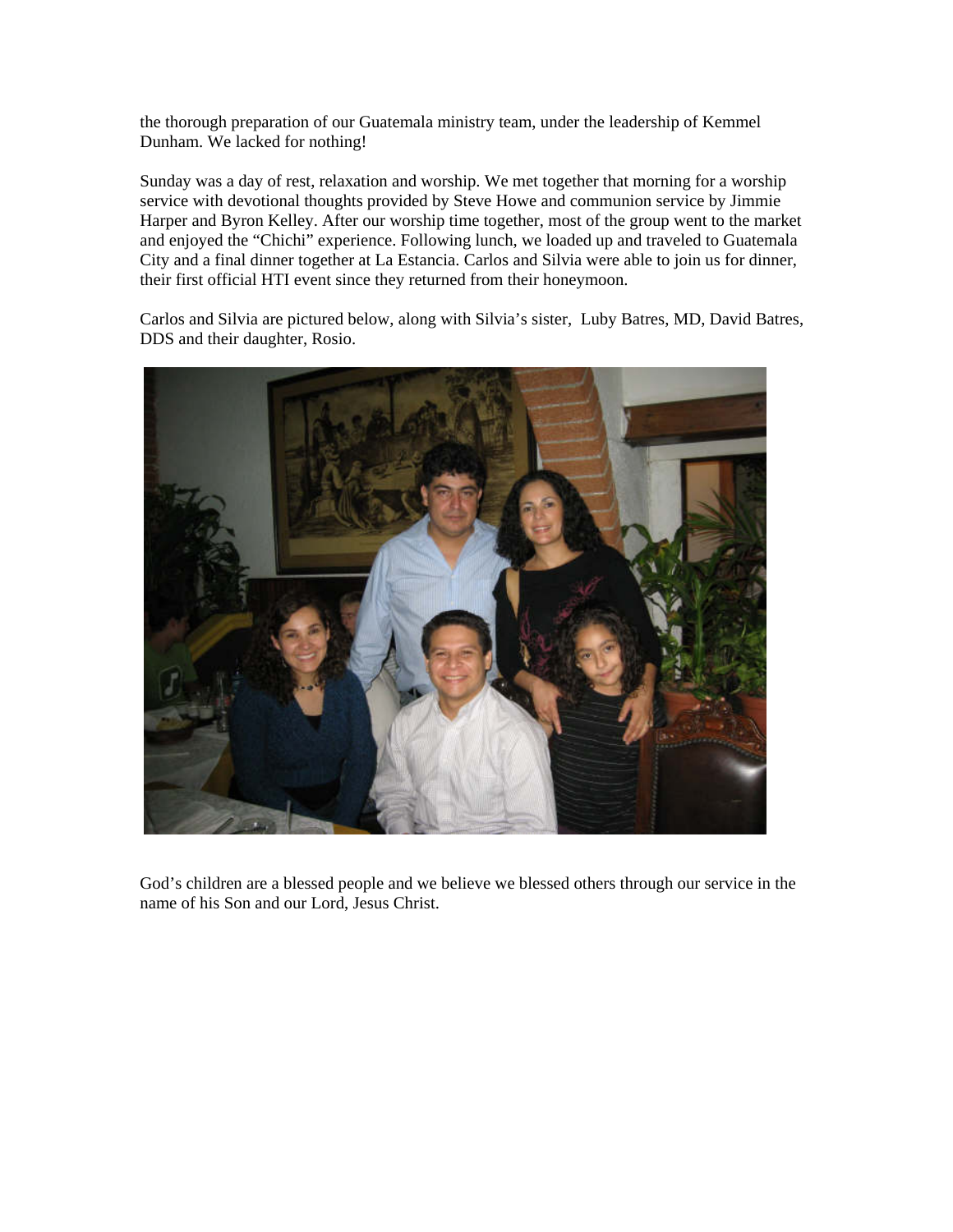the thorough preparation of our Guatemala ministry team, under the leadership of Kemmel Dunham. We lacked for nothing!

Sunday was a day of rest, relaxation and worship. We met together that morning for a worship service with devotional thoughts provided by Steve Howe and communion service by Jimmie Harper and Byron Kelley. After our worship time together, most of the group went to the market and enjoyed the "Chichi" experience. Following lunch, we loaded up and traveled to Guatemala City and a final dinner together at La Estancia. Carlos and Silvia were able to join us for dinner, their first official HTI event since they returned from their honeymoon.

Carlos and Silvia are pictured below, along with Silvia's sister, Luby Batres, MD, David Batres, DDS and their daughter, Rosio.

God's children are a blessed people and we believe we blessed others through our service in the name of his Son and our Lord, Jesus Christ.